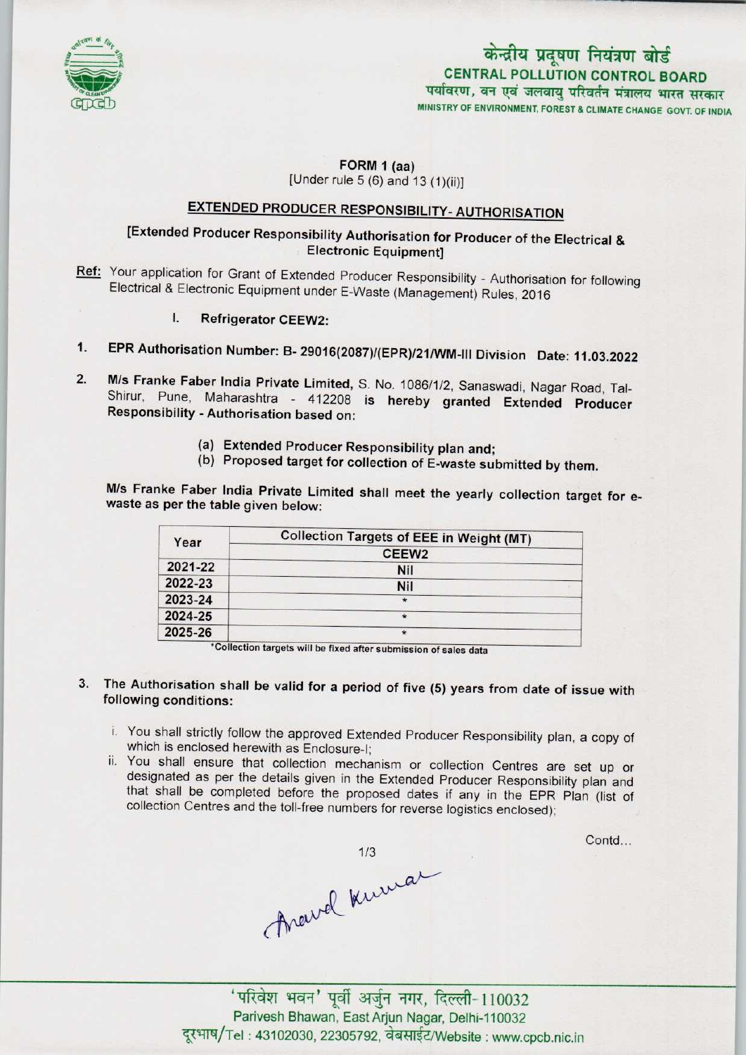केन्द्रीय प्रदूषण नियंत्रण बोर्ड
CENTRAL POLLUTION CONTROL BOARD
पर्यावरण, वन एवं जलवायु परिवर्तन मंत्रालय भारत सरकार
MINISTRY OF ENVIRONMENT, FOREST & CLIMATE CHANGE GOVT. OF INDIA

**FORM 1 (aa)**
[Under rule 5 (6) and 13 (1)(ii)]

## EXTENDED PRODUCER RESPONSIBILITY- AUTHORISATION

**[Extended Producer Responsibility Authorisation for Producer of the Electrical & Electronic Equipment]**

**Ref:** Your application for Grant of Extended Producer Responsibility - Authorisation for following Electrical & Electronic Equipment under E-Waste (Management) Rules, 2016

I. **Refrigerator CEEW2:**

1. **EPR Authorisation Number: B- 29016(2087)/(EPR)/21/WM-III Division Date: 11.03.2022**

2. **M/s Franke Faber India Private Limited,** S. No. 1086/1/2, Sanaswadi, Nagar Road, Tal-Shirur, Pune, Maharashtra - 412208 **is hereby granted Extended Producer Responsibility - Authorisation based on:**

   (a) **Extended Producer Responsibility plan and;**
   (b) **Proposed target for collection of E-waste submitted by them.**

**M/s Franke Faber India Private Limited shall meet the yearly collection target for e-waste as per the table given below:**

| Year | Collection Targets of EEE in Weight (MT) |
|---|---|
| | CEEW2 |
| 2021-22 | Nil |
| 2022-23 | Nil |
| 2023-24 | * |
| 2024-25 | * |
| 2025-26 | * |

*Collection targets will be fixed after submission of sales data

3. **The Authorisation shall be valid for a period of five (5) years from date of issue with following conditions:**

   i. You shall strictly follow the approved Extended Producer Responsibility plan, a copy of which is enclosed herewith as Enclosure-I;
   ii. You shall ensure that collection mechanism or collection Centres are set up or designated as per the details given in the Extended Producer Responsibility plan and that shall be completed before the proposed dates if any in the EPR Plan (list of collection Centres and the toll-free numbers for reverse logistics enclosed);

Contd...

Anand Kumar

'परिवेश भवन' पूर्वी अर्जुन नगर, दिल्ली-110032
Parivesh Bhawan, East Arjun Nagar, Delhi-110032
दूरभाष/Tel : 43102030, 22305792, वेबसाईट/Website : www.cpcb.nic.in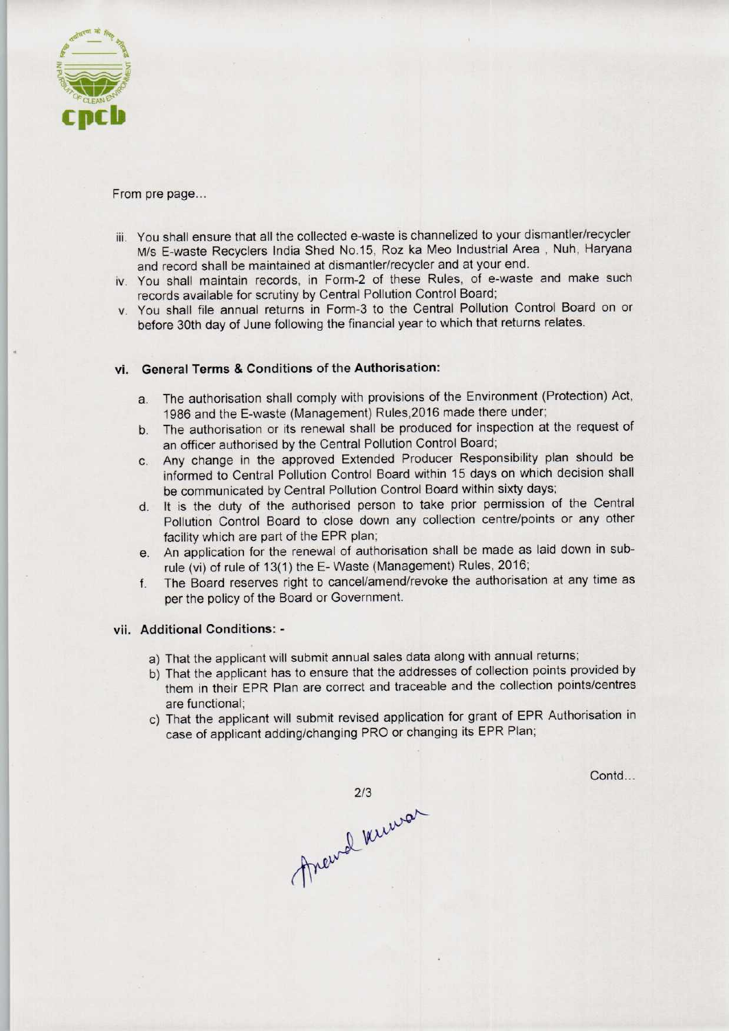From pre page...

iii. You shall ensure that all the collected e-waste is channelized to your dismantler/recycler M/s E-waste Recyclers India Shed No.15, Roz ka Meo Industrial Area , Nuh, Haryana and record shall be maintained at dismantler/recycler and at your end.

iv. You shall maintain records, in Form-2 of these Rules, of e-waste and make such records available for scrutiny by Central Pollution Control Board;

v. You shall file annual returns in Form-3 to the Central Pollution Control Board on or before 30th day of June following the financial year to which that returns relates.

**vi. General Terms & Conditions of the Authorisation:**

a. The authorisation shall comply with provisions of the Environment (Protection) Act, 1986 and the E-waste (Management) Rules,2016 made there under;

b. The authorisation or its renewal shall be produced for inspection at the request of an officer authorised by the Central Pollution Control Board;

c. Any change in the approved Extended Producer Responsibility plan should be informed to Central Pollution Control Board within 15 days on which decision shall be communicated by Central Pollution Control Board within sixty days;

d. It is the duty of the authorised person to take prior permission of the Central Pollution Control Board to close down any collection centre/points or any other facility which are part of the EPR plan;

e. An application for the renewal of authorisation shall be made as laid down in sub-rule (vi) of rule of 13(1) the E- Waste (Management) Rules, 2016;

f. The Board reserves right to cancel/amend/revoke the authorisation at any time as per the policy of the Board or Government.

**vii. Additional Conditions: -**

a) That the applicant will submit annual sales data along with annual returns;

b) That the applicant has to ensure that the addresses of collection points provided by them in their EPR Plan are correct and traceable and the collection points/centres are functional;

c) That the applicant will submit revised application for grant of EPR Authorisation in case of applicant adding/changing PRO or changing its EPR Plan;

Contd...

Anand Kumar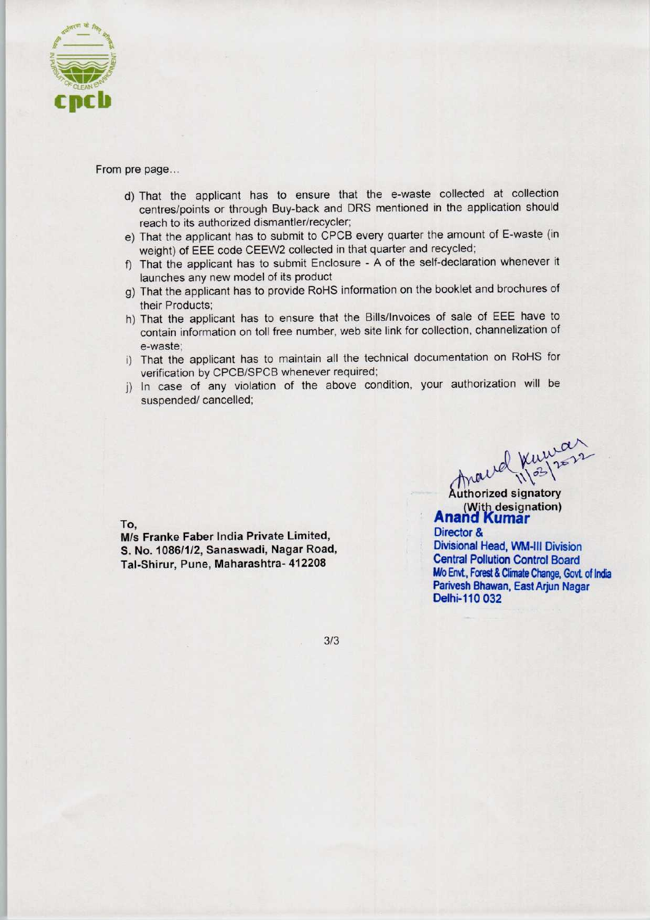From pre page...

d) That the applicant has to ensure that the e-waste collected at collection centres/points or through Buy-back and DRS mentioned in the application should reach to its authorized dismantler/recycler;
e) That the applicant has to submit to CPCB every quarter the amount of E-waste (in weight) of EEE code CEEW2 collected in that quarter and recycled;
f) That the applicant has to submit Enclosure - A of the self-declaration whenever it launches any new model of its product
g) That the applicant has to provide RoHS information on the booklet and brochures of their Products;
h) That the applicant has to ensure that the Bills/Invoices of sale of EEE have to contain information on toll free number, web site link for collection, channelization of e-waste;
i) That the applicant has to maintain all the technical documentation on RoHS for verification by CPCB/SPCB whenever required;
j) In case of any violation of the above condition, your authorization will be suspended/ cancelled;

Anand Kumar 11/03/2022

Authorized signatory
(With designation)
**Anand Kumar**
Director &
Divisional Head, WM-III Division
Central Pollution Control Board
M/o Envt., Forest & Climate Change, Govt. of India
Parivesh Bhawan, East Arjun Nagar
Delhi-110 032

To,
**M/s Franke Faber India Private Limited,**
**S. No. 1086/1/2, Sanaswadi, Nagar Road,**
**Tal-Shirur, Pune, Maharashtra- 412208**